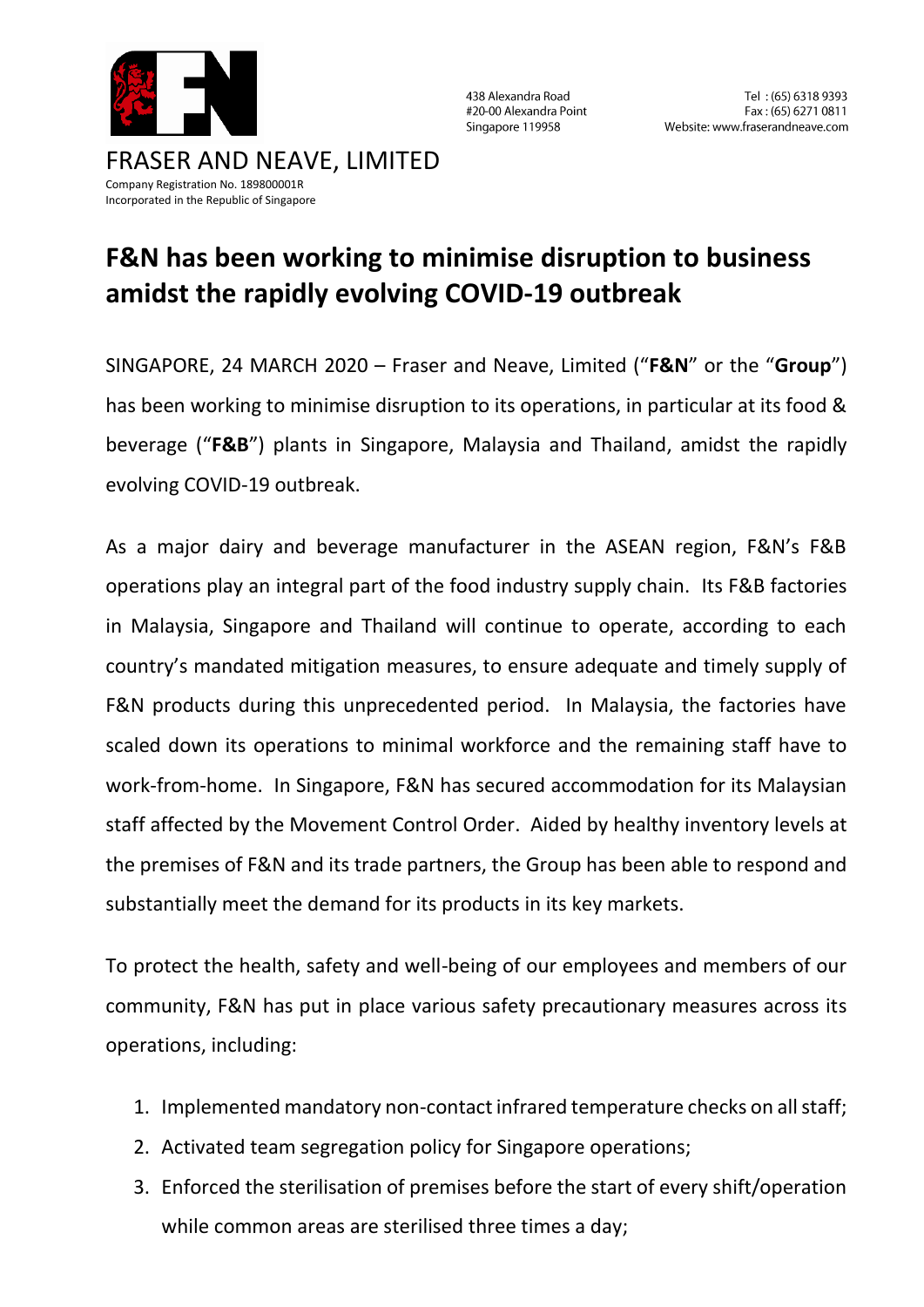FRASER AND NEAVE, LIMITED
Company Registration No. 189800001R
Incorporated in the Republic of Singapore

438 Alexandra Road
#20-00 Alexandra Point
Singapore 119958

Tel : (65) 6318 9393
Fax : (65) 6271 0811
Website: www.fraserandneave.com

# F&N has been working to minimise disruption to business amidst the rapidly evolving COVID-19 outbreak

SINGAPORE, 24 MARCH 2020 – Fraser and Neave, Limited ("**F&N**" or the "**Group**") has been working to minimise disruption to its operations, in particular at its food & beverage ("**F&B**") plants in Singapore, Malaysia and Thailand, amidst the rapidly evolving COVID-19 outbreak.

As a major dairy and beverage manufacturer in the ASEAN region, F&N's F&B operations play an integral part of the food industry supply chain. Its F&B factories in Malaysia, Singapore and Thailand will continue to operate, according to each country's mandated mitigation measures, to ensure adequate and timely supply of F&N products during this unprecedented period. In Malaysia, the factories have scaled down its operations to minimal workforce and the remaining staff have to work-from-home. In Singapore, F&N has secured accommodation for its Malaysian staff affected by the Movement Control Order. Aided by healthy inventory levels at the premises of F&N and its trade partners, the Group has been able to respond and substantially meet the demand for its products in its key markets.

To protect the health, safety and well-being of our employees and members of our community, F&N has put in place various safety precautionary measures across its operations, including:

1. Implemented mandatory non-contact infrared temperature checks on all staff;
2. Activated team segregation policy for Singapore operations;
3. Enforced the sterilisation of premises before the start of every shift/operation while common areas are sterilised three times a day;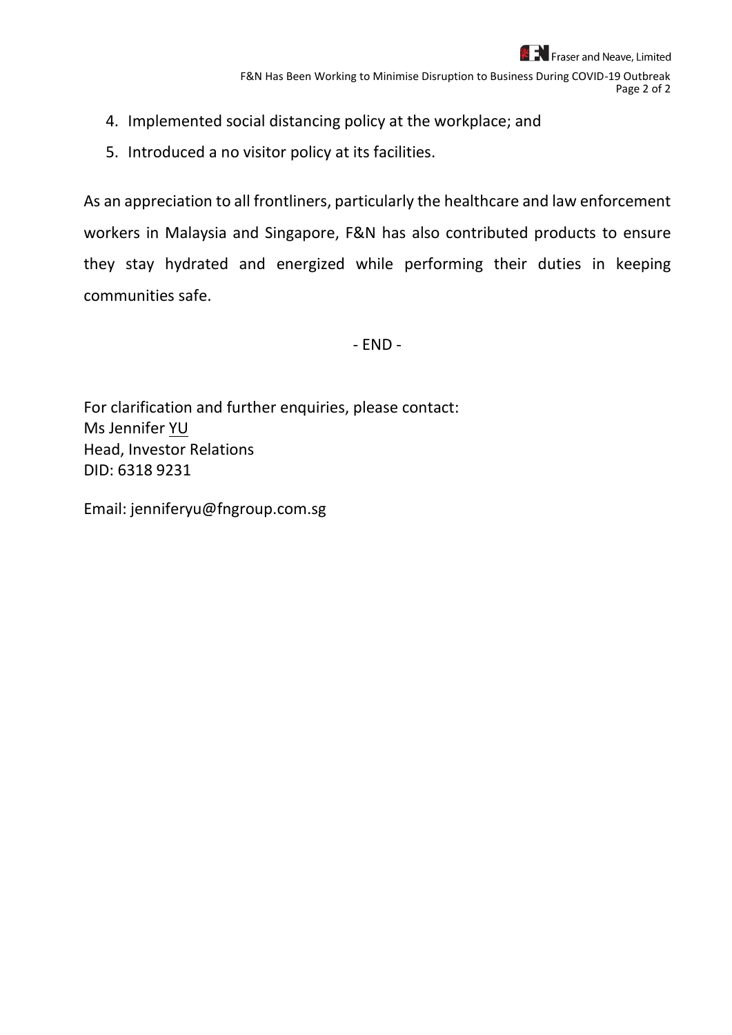4. Implemented social distancing policy at the workplace; and
5. Introduced a no visitor policy at its facilities.

As an appreciation to all frontliners, particularly the healthcare and law enforcement workers in Malaysia and Singapore, F&N has also contributed products to ensure they stay hydrated and energized while performing their duties in keeping communities safe.

- END -

For clarification and further enquiries, please contact:
Ms Jennifer YU
Head, Investor Relations
DID: 6318 9231

Email: jenniferyu@fngroup.com.sg